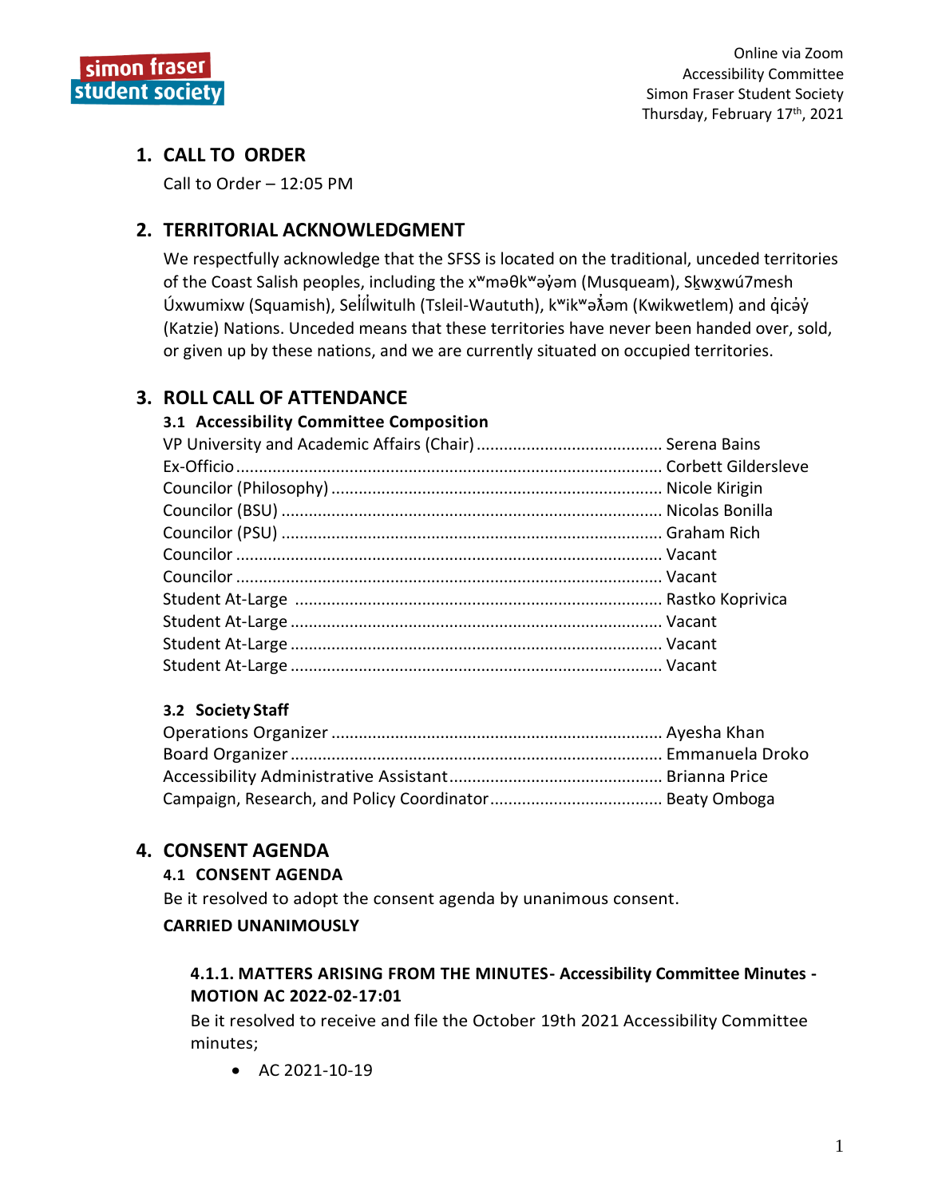Online via Zoom
Accessibility Committee
Simon Fraser Student Society
Thursday, February 17th, 2021

## 1. CALL TO ORDER

Call to Order – 12:05 PM

## 2. TERRITORIAL ACKNOWLEDGMENT

We respectfully acknowledge that the SFSS is located on the traditional, unceded territories of the Coast Salish peoples, including the xʷməθkʷəy̓əm (Musqueam), Sḵwx̱wú7mesh Úxwumixw (Squamish), Sel̓íl̓witulh (Tsleil-Waututh), kʷikʷəƛ̓əm (Kwikwetlem) and q̓icə̓y̓ (Katzie) Nations. Unceded means that these territories have never been handed over, sold, or given up by these nations, and we are currently situated on occupied territories.

## 3. ROLL CALL OF ATTENDANCE

### 3.1 Accessibility Committee Composition

VP University and Academic Affairs (Chair) .......... Serena Bains
Ex-Officio .......... Corbett Gildersleve
Councilor (Philosophy) .......... Nicole Kirigin
Councilor (BSU) .......... Nicolas Bonilla
Councilor (PSU) .......... Graham Rich
Councilor .......... Vacant
Councilor .......... Vacant
Student At-Large .......... Rastko Koprivica
Student At-Large .......... Vacant
Student At-Large .......... Vacant
Student At-Large .......... Vacant

### 3.2 Society Staff

Operations Organizer .......... Ayesha Khan
Board Organizer .......... Emmanuela Droko
Accessibility Administrative Assistant .......... Brianna Price
Campaign, Research, and Policy Coordinator .......... Beaty Omboga

## 4. CONSENT AGENDA

### 4.1 CONSENT AGENDA

Be it resolved to adopt the consent agenda by unanimous consent.

**CARRIED UNANIMOUSLY**

#### 4.1.1. MATTERS ARISING FROM THE MINUTES- Accessibility Committee Minutes - MOTION AC 2022-02-17:01

Be it resolved to receive and file the October 19th 2021 Accessibility Committee minutes;

- AC 2021-10-19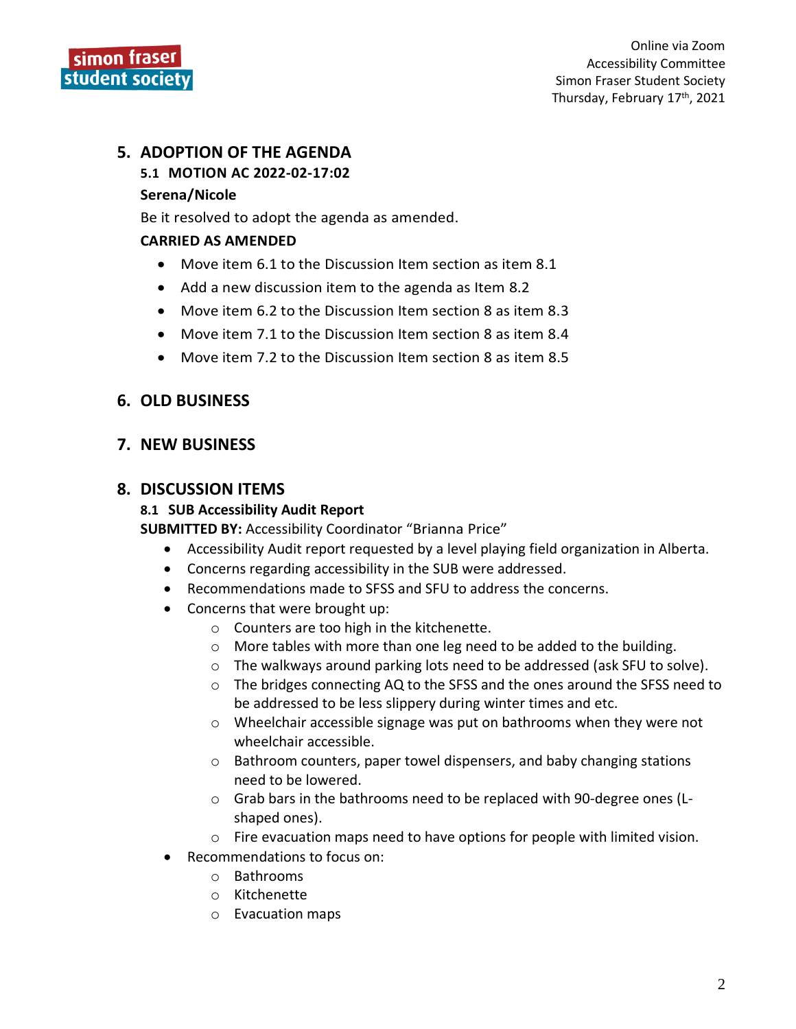## 5. ADOPTION OF THE AGENDA

### 5.1 MOTION AC 2022-02-17:02

**Serena/Nicole**

Be it resolved to adopt the agenda as amended.

**CARRIED AS AMENDED**

- Move item 6.1 to the Discussion Item section as item 8.1
- Add a new discussion item to the agenda as Item 8.2
- Move item 6.2 to the Discussion Item section 8 as item 8.3
- Move item 7.1 to the Discussion Item section 8 as item 8.4
- Move item 7.2 to the Discussion Item section 8 as item 8.5

## 6. OLD BUSINESS

## 7. NEW BUSINESS

## 8. DISCUSSION ITEMS

### 8.1 SUB Accessibility Audit Report

**SUBMITTED BY:** Accessibility Coordinator "Brianna Price"

- Accessibility Audit report requested by a level playing field organization in Alberta.
- Concerns regarding accessibility in the SUB were addressed.
- Recommendations made to SFSS and SFU to address the concerns.
- Concerns that were brought up:
  - Counters are too high in the kitchenette.
  - More tables with more than one leg need to be added to the building.
  - The walkways around parking lots need to be addressed (ask SFU to solve).
  - The bridges connecting AQ to the SFSS and the ones around the SFSS need to be addressed to be less slippery during winter times and etc.
  - Wheelchair accessible signage was put on bathrooms when they were not wheelchair accessible.
  - Bathroom counters, paper towel dispensers, and baby changing stations need to be lowered.
  - Grab bars in the bathrooms need to be replaced with 90-degree ones (L-shaped ones).
  - Fire evacuation maps need to have options for people with limited vision.
- Recommendations to focus on:
  - Bathrooms
  - Kitchenette
  - Evacuation maps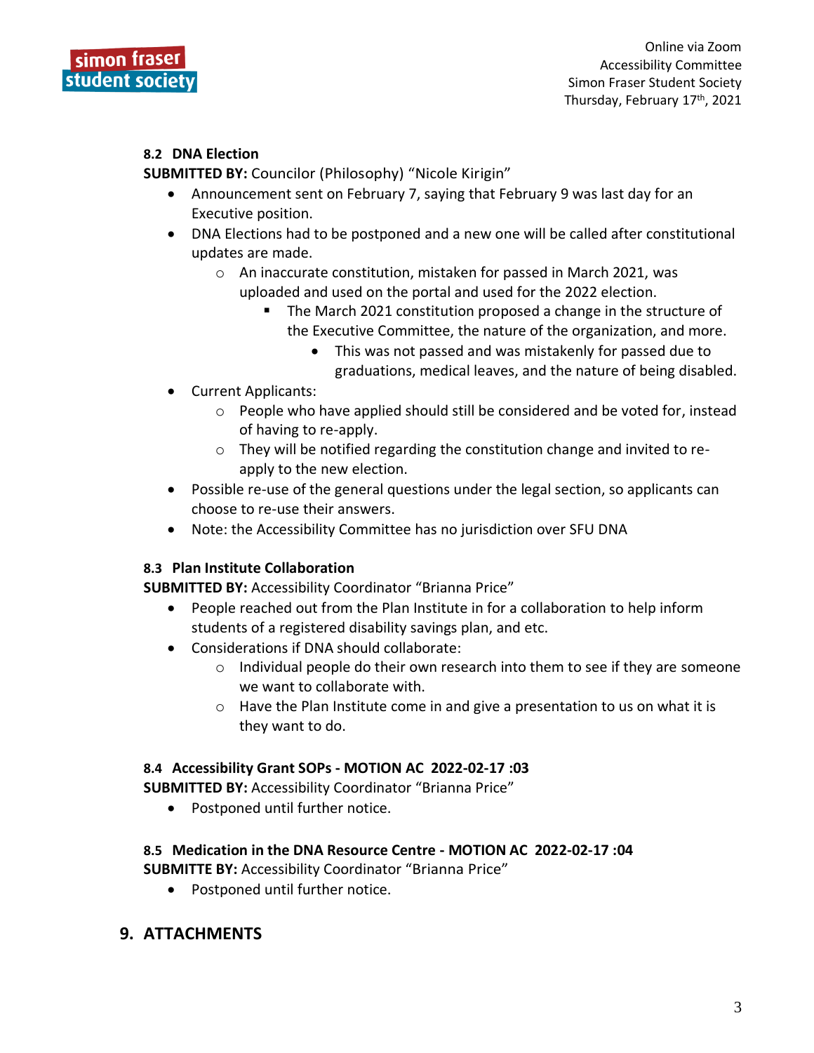### 8.2 DNA Election

**SUBMITTED BY:** Councilor (Philosophy) "Nicole Kirigin"

- Announcement sent on February 7, saying that February 9 was last day for an Executive position.
- DNA Elections had to be postponed and a new one will be called after constitutional updates are made.
  - An inaccurate constitution, mistaken for passed in March 2021, was uploaded and used on the portal and used for the 2022 election.
    - The March 2021 constitution proposed a change in the structure of the Executive Committee, the nature of the organization, and more.
      - This was not passed and was mistakenly for passed due to graduations, medical leaves, and the nature of being disabled.
- Current Applicants:
  - People who have applied should still be considered and be voted for, instead of having to re-apply.
  - They will be notified regarding the constitution change and invited to re-apply to the new election.
- Possible re-use of the general questions under the legal section, so applicants can choose to re-use their answers.
- Note: the Accessibility Committee has no jurisdiction over SFU DNA

### 8.3 Plan Institute Collaboration

**SUBMITTED BY:** Accessibility Coordinator "Brianna Price"

- People reached out from the Plan Institute in for a collaboration to help inform students of a registered disability savings plan, and etc.
- Considerations if DNA should collaborate:
  - Individual people do their own research into them to see if they are someone we want to collaborate with.
  - Have the Plan Institute come in and give a presentation to us on what it is they want to do.

### 8.4 Accessibility Grant SOPs - MOTION AC 2022-02-17 :03

**SUBMITTED BY:** Accessibility Coordinator "Brianna Price"

- Postponed until further notice.

### 8.5 Medication in the DNA Resource Centre - MOTION AC 2022-02-17 :04

**SUBMITTE BY:** Accessibility Coordinator "Brianna Price"

- Postponed until further notice.

## 9. ATTACHMENTS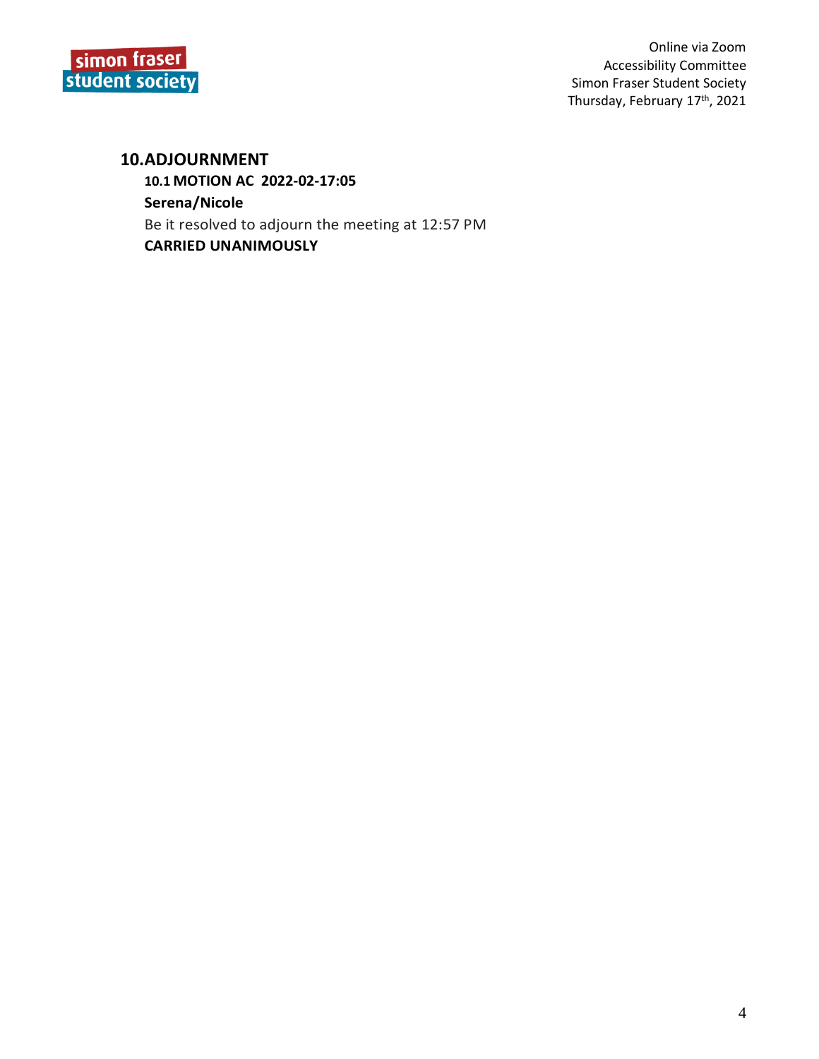## 10. ADJOURNMENT

**10.1 MOTION AC 2022-02-17:05**

**Serena/Nicole**

Be it resolved to adjourn the meeting at 12:57 PM

**CARRIED UNANIMOUSLY**